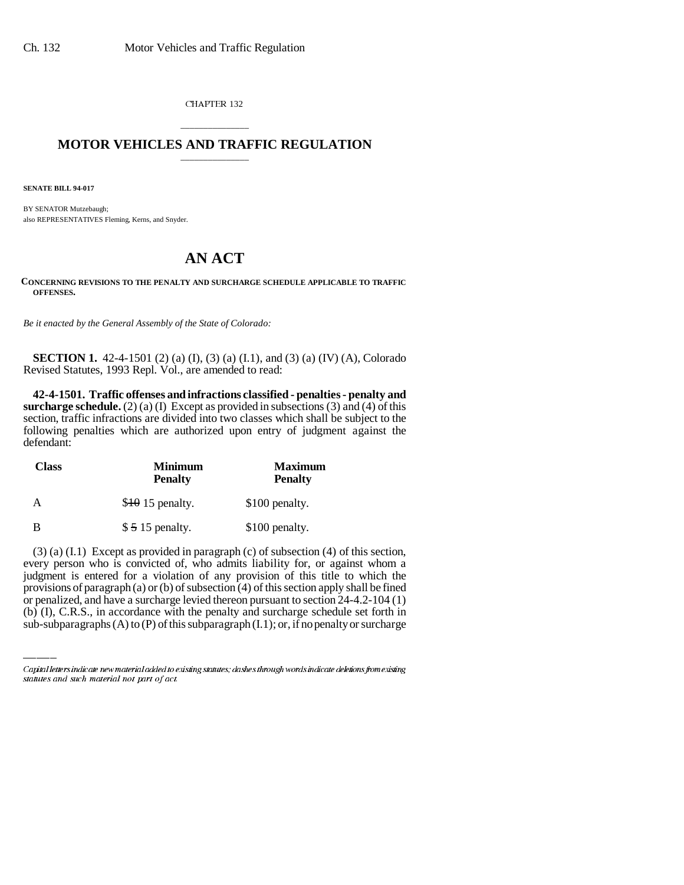CHAPTER 132

## MOTOR VEHICLES AND TRAFFIC REGULATION

**SENATE BILL 94-017**

BY SENATOR Mutzebaugh;
also REPRESENTATIVES Fleming, Kerns, and Snyder.

# AN ACT

**CONCERNING REVISIONS TO THE PENALTY AND SURCHARGE SCHEDULE APPLICABLE TO TRAFFIC OFFENSES.**

*Be it enacted by the General Assembly of the State of Colorado:*

**SECTION 1.** 42-4-1501 (2) (a) (I), (3) (a) (I.1), and (3) (a) (IV) (A), Colorado Revised Statutes, 1993 Repl. Vol., are amended to read:

**42-4-1501. Traffic offenses and infractions classified - penalties - penalty and surcharge schedule.** (2) (a) (I) Except as provided in subsections (3) and (4) of this section, traffic infractions are divided into two classes which shall be subject to the following penalties which are authorized upon entry of judgment against the defendant:

| Class | Minimum Penalty | Maximum Penalty |
|---|---|---|
| A | ~~$10~~ 15 penalty. | $100 penalty. |
| B | $ ~~5~~ 15 penalty. | $100 penalty. |

(3) (a) (I.1) Except as provided in paragraph (c) of subsection (4) of this section, every person who is convicted of, who admits liability for, or against whom a judgment is entered for a violation of any provision of this title to which the provisions of paragraph (a) or (b) of subsection (4) of this section apply shall be fined or penalized, and have a surcharge levied thereon pursuant to section 24-4.2-104 (1) (b) (I), C.R.S., in accordance with the penalty and surcharge schedule set forth in sub-subparagraphs (A) to (P) of this subparagraph (I.1); or, if no penalty or surcharge

---

*Capital letters indicate new material added to existing statutes; dashes through words indicate deletions from existing statutes and such material not part of act.*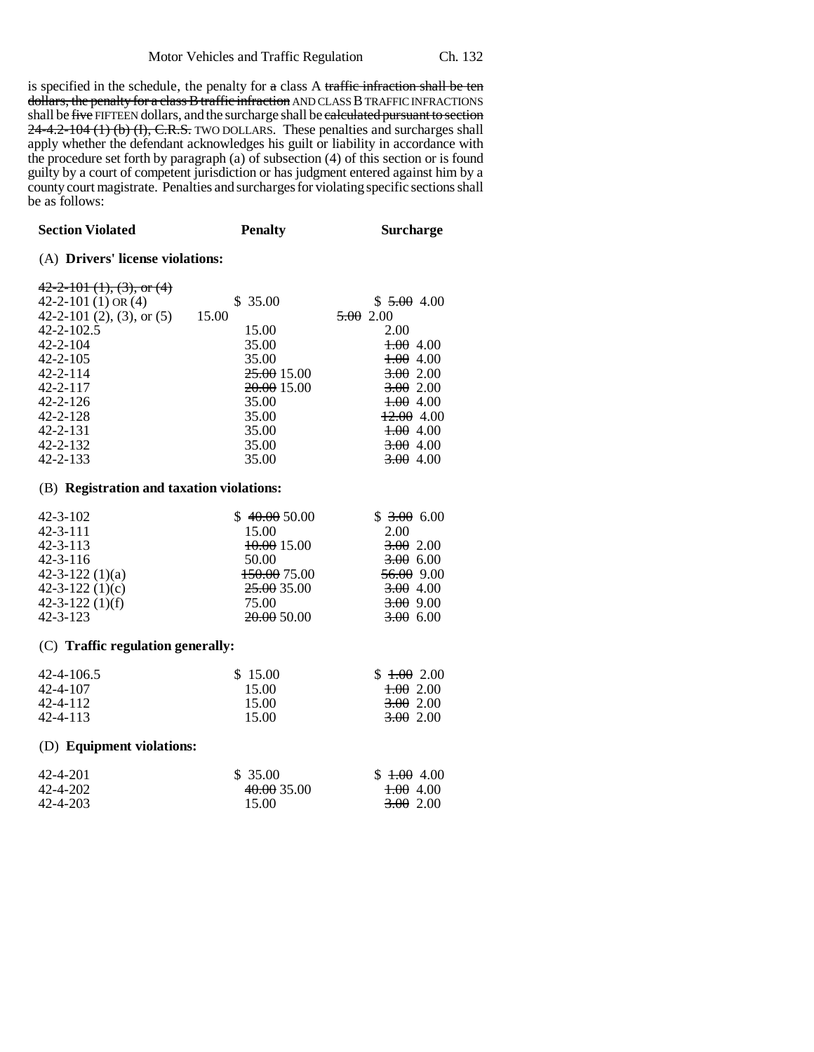is specified in the schedule, the penalty for ~~a~~ class A ~~traffic infraction shall be ten dollars, the penalty for a class B traffic infraction~~ AND CLASS B TRAFFIC INFRACTIONS shall be ~~five~~ FIFTEEN dollars, and the surcharge shall be ~~calculated pursuant to section 24-4.2-104 (1) (b) (I), C.R.S.~~ TWO DOLLARS. These penalties and surcharges shall apply whether the defendant acknowledges his guilt or liability in accordance with the procedure set forth by paragraph (a) of subsection (4) of this section or is found guilty by a court of competent jurisdiction or has judgment entered against him by a county court magistrate. Penalties and surcharges for violating specific sections shall be as follows:

| Section Violated | Penalty | Surcharge |
|---|---|---|
| (A) **Drivers' license violations:** | | |
| ~~42-2-101 (1), (3), or (4)~~ | | |
| 42-2-101 (1) OR (4) | $ 35.00 | $ ~~5.00~~ 4.00 |
| 42-2-101 (2), (3), or (5) | 15.00 | ~~5.00~~ 2.00 |
| 42-2-102.5 | 15.00 | 2.00 |
| 42-2-104 | 35.00 | ~~1.00~~ 4.00 |
| 42-2-105 | 35.00 | ~~1.00~~ 4.00 |
| 42-2-114 | ~~25.00~~ 15.00 | ~~3.00~~ 2.00 |
| 42-2-117 | ~~20.00~~ 15.00 | ~~3.00~~ 2.00 |
| 42-2-126 | 35.00 | ~~1.00~~ 4.00 |
| 42-2-128 | 35.00 | ~~12.00~~ 4.00 |
| 42-2-131 | 35.00 | ~~1.00~~ 4.00 |
| 42-2-132 | 35.00 | ~~3.00~~ 4.00 |
| 42-2-133 | 35.00 | ~~3.00~~ 4.00 |
| (B) **Registration and taxation violations:** | | |
| 42-3-102 | $ ~~40.00~~ 50.00 | $ ~~3.00~~ 6.00 |
| 42-3-111 | 15.00 | 2.00 |
| 42-3-113 | ~~10.00~~ 15.00 | ~~3.00~~ 2.00 |
| 42-3-116 | 50.00 | ~~3.00~~ 6.00 |
| 42-3-122 (1)(a) | ~~150.00~~ 75.00 | ~~56.00~~ 9.00 |
| 42-3-122 (1)(c) | ~~25.00~~ 35.00 | ~~3.00~~ 4.00 |
| 42-3-122 (1)(f) | 75.00 | ~~3.00~~ 9.00 |
| 42-3-123 | ~~20.00~~ 50.00 | ~~3.00~~ 6.00 |
| (C) **Traffic regulation generally:** | | |
| 42-4-106.5 | $ 15.00 | $ ~~1.00~~ 2.00 |
| 42-4-107 | 15.00 | ~~1.00~~ 2.00 |
| 42-4-112 | 15.00 | ~~3.00~~ 2.00 |
| 42-4-113 | 15.00 | ~~3.00~~ 2.00 |
| (D) **Equipment violations:** | | |
| 42-4-201 | $ 35.00 | $ ~~1.00~~ 4.00 |
| 42-4-202 | ~~40.00~~ 35.00 | ~~1.00~~ 4.00 |
| 42-4-203 | 15.00 | ~~3.00~~ 2.00 |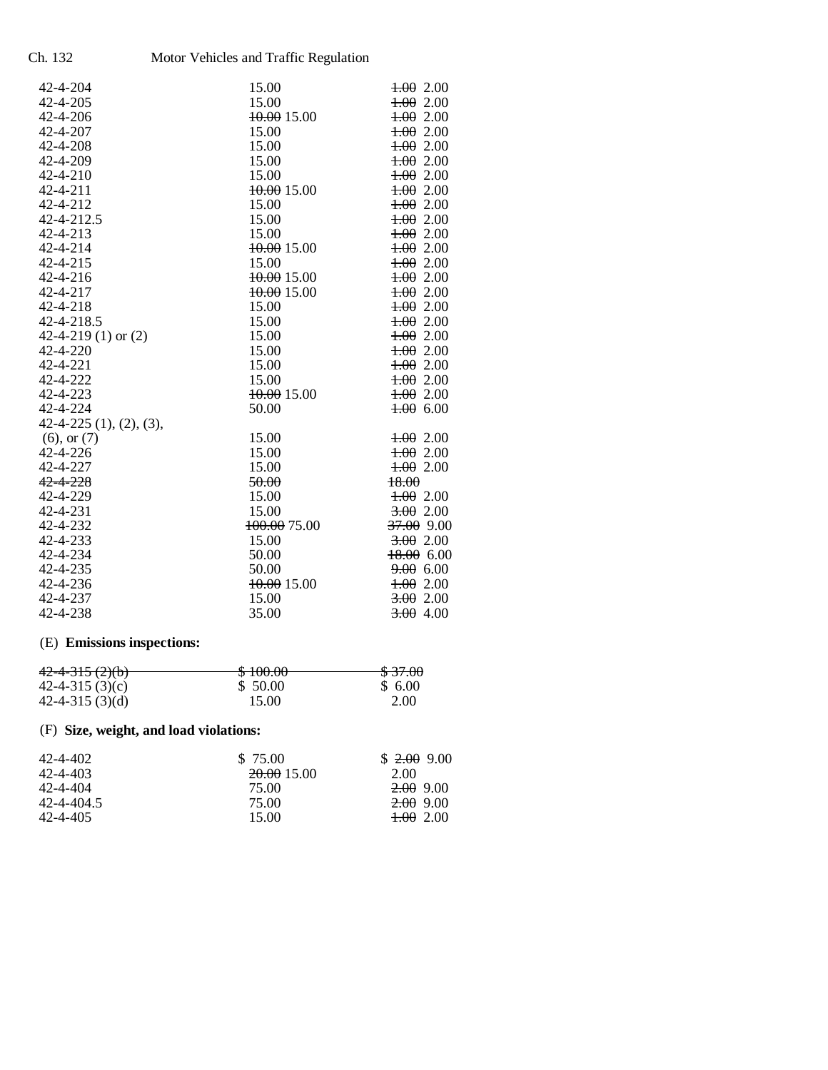| | | |
|---|---|---|
| 42-4-204 | 15.00 | ~~1.00~~ 2.00 |
| 42-4-205 | 15.00 | ~~1.00~~ 2.00 |
| 42-4-206 | ~~10.00~~ 15.00 | ~~1.00~~ 2.00 |
| 42-4-207 | 15.00 | ~~1.00~~ 2.00 |
| 42-4-208 | 15.00 | ~~1.00~~ 2.00 |
| 42-4-209 | 15.00 | ~~1.00~~ 2.00 |
| 42-4-210 | 15.00 | ~~1.00~~ 2.00 |
| 42-4-211 | ~~10.00~~ 15.00 | ~~1.00~~ 2.00 |
| 42-4-212 | 15.00 | ~~1.00~~ 2.00 |
| 42-4-212.5 | 15.00 | ~~1.00~~ 2.00 |
| 42-4-213 | 15.00 | ~~1.00~~ 2.00 |
| 42-4-214 | ~~10.00~~ 15.00 | ~~1.00~~ 2.00 |
| 42-4-215 | 15.00 | ~~1.00~~ 2.00 |
| 42-4-216 | ~~10.00~~ 15.00 | ~~1.00~~ 2.00 |
| 42-4-217 | ~~10.00~~ 15.00 | ~~1.00~~ 2.00 |
| 42-4-218 | 15.00 | ~~1.00~~ 2.00 |
| 42-4-218.5 | 15.00 | ~~1.00~~ 2.00 |
| 42-4-219 (1) or (2) | 15.00 | ~~1.00~~ 2.00 |
| 42-4-220 | 15.00 | ~~1.00~~ 2.00 |
| 42-4-221 | 15.00 | ~~1.00~~ 2.00 |
| 42-4-222 | 15.00 | ~~1.00~~ 2.00 |
| 42-4-223 | ~~10.00~~ 15.00 | ~~1.00~~ 2.00 |
| 42-4-224 | 50.00 | ~~1.00~~ 6.00 |
| 42-4-225 (1), (2), (3), (6), or (7) | 15.00 | ~~1.00~~ 2.00 |
| 42-4-226 | 15.00 | ~~1.00~~ 2.00 |
| 42-4-227 | 15.00 | ~~1.00~~ 2.00 |
| ~~42-4-228~~ | ~~50.00~~ | ~~18.00~~ |
| 42-4-229 | 15.00 | ~~1.00~~ 2.00 |
| 42-4-231 | 15.00 | ~~3.00~~ 2.00 |
| 42-4-232 | ~~100.00~~ 75.00 | ~~37.00~~ 9.00 |
| 42-4-233 | 15.00 | ~~3.00~~ 2.00 |
| 42-4-234 | 50.00 | ~~18.00~~ 6.00 |
| 42-4-235 | 50.00 | ~~9.00~~ 6.00 |
| 42-4-236 | ~~10.00~~ 15.00 | ~~1.00~~ 2.00 |
| 42-4-237 | 15.00 | ~~3.00~~ 2.00 |
| 42-4-238 | 35.00 | ~~3.00~~ 4.00 |

(E) **Emissions inspections:**

| | | |
|---|---|---|
| ~~42-4-315 (2)(b)~~ | ~~$ 100.00~~ | ~~$ 37.00~~ |
| 42-4-315 (3)(c) | $ 50.00 | $ 6.00 |
| 42-4-315 (3)(d) | 15.00 | 2.00 |

(F) **Size, weight, and load violations:**

| | | |
|---|---|---|
| 42-4-402 | $ 75.00 | $ ~~2.00~~ 9.00 |
| 42-4-403 | ~~20.00~~ 15.00 | 2.00 |
| 42-4-404 | 75.00 | ~~2.00~~ 9.00 |
| 42-4-404.5 | 75.00 | ~~2.00~~ 9.00 |
| 42-4-405 | 15.00 | ~~1.00~~ 2.00 |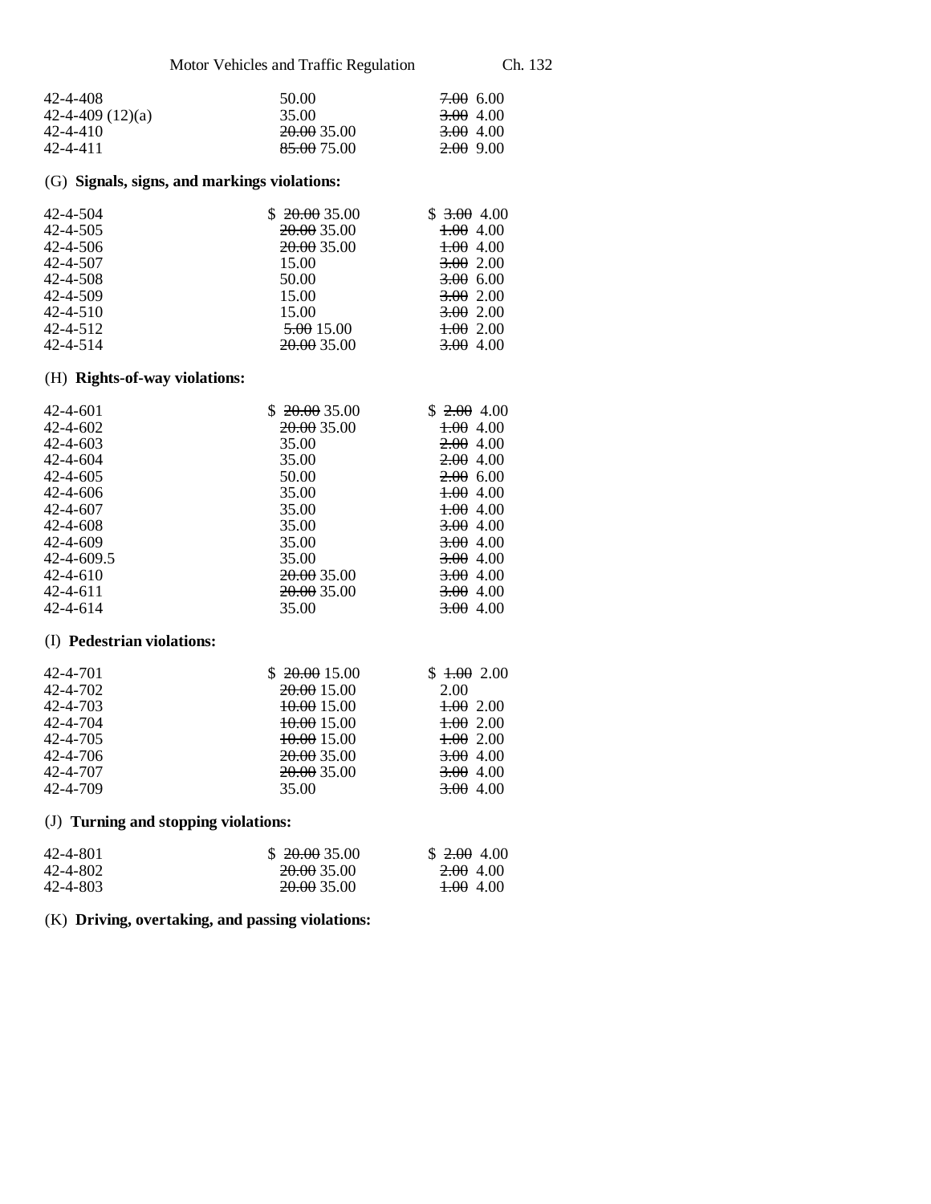| | | |
|---|---|---|
| 42-4-408 | 50.00 | ~~7.00~~ 6.00 |
| 42-4-409 (12)(a) | 35.00 | ~~3.00~~ 4.00 |
| 42-4-410 | ~~20.00~~ 35.00 | ~~3.00~~ 4.00 |
| 42-4-411 | ~~85.00~~ 75.00 | ~~2.00~~ 9.00 |

(G) **Signals, signs, and markings violations:**

| | | |
|---|---|---|
| 42-4-504 | $ ~~20.00~~ 35.00 | $ ~~3.00~~ 4.00 |
| 42-4-505 | ~~20.00~~ 35.00 | ~~1.00~~ 4.00 |
| 42-4-506 | ~~20.00~~ 35.00 | ~~1.00~~ 4.00 |
| 42-4-507 | 15.00 | ~~3.00~~ 2.00 |
| 42-4-508 | 50.00 | ~~3.00~~ 6.00 |
| 42-4-509 | 15.00 | ~~3.00~~ 2.00 |
| 42-4-510 | 15.00 | ~~3.00~~ 2.00 |
| 42-4-512 | ~~5.00~~ 15.00 | ~~1.00~~ 2.00 |
| 42-4-514 | ~~20.00~~ 35.00 | ~~3.00~~ 4.00 |

(H) **Rights-of-way violations:**

| | | |
|---|---|---|
| 42-4-601 | $ ~~20.00~~ 35.00 | $ ~~2.00~~ 4.00 |
| 42-4-602 | ~~20.00~~ 35.00 | ~~1.00~~ 4.00 |
| 42-4-603 | 35.00 | ~~2.00~~ 4.00 |
| 42-4-604 | 35.00 | ~~2.00~~ 4.00 |
| 42-4-605 | 50.00 | ~~2.00~~ 6.00 |
| 42-4-606 | 35.00 | ~~1.00~~ 4.00 |
| 42-4-607 | 35.00 | ~~1.00~~ 4.00 |
| 42-4-608 | 35.00 | ~~3.00~~ 4.00 |
| 42-4-609 | 35.00 | ~~3.00~~ 4.00 |
| 42-4-609.5 | 35.00 | ~~3.00~~ 4.00 |
| 42-4-610 | ~~20.00~~ 35.00 | ~~3.00~~ 4.00 |
| 42-4-611 | ~~20.00~~ 35.00 | ~~3.00~~ 4.00 |
| 42-4-614 | 35.00 | ~~3.00~~ 4.00 |

(I) **Pedestrian violations:**

| | | |
|---|---|---|
| 42-4-701 | $ ~~20.00~~ 15.00 | $ ~~1.00~~ 2.00 |
| 42-4-702 | ~~20.00~~ 15.00 | 2.00 |
| 42-4-703 | ~~10.00~~ 15.00 | ~~1.00~~ 2.00 |
| 42-4-704 | ~~10.00~~ 15.00 | ~~1.00~~ 2.00 |
| 42-4-705 | ~~10.00~~ 15.00 | ~~1.00~~ 2.00 |
| 42-4-706 | ~~20.00~~ 35.00 | ~~3.00~~ 4.00 |
| 42-4-707 | ~~20.00~~ 35.00 | ~~3.00~~ 4.00 |
| 42-4-709 | 35.00 | ~~3.00~~ 4.00 |

(J) **Turning and stopping violations:**

| | | |
|---|---|---|
| 42-4-801 | $ ~~20.00~~ 35.00 | $ ~~2.00~~ 4.00 |
| 42-4-802 | ~~20.00~~ 35.00 | ~~2.00~~ 4.00 |
| 42-4-803 | ~~20.00~~ 35.00 | ~~1.00~~ 4.00 |

(K) **Driving, overtaking, and passing violations:**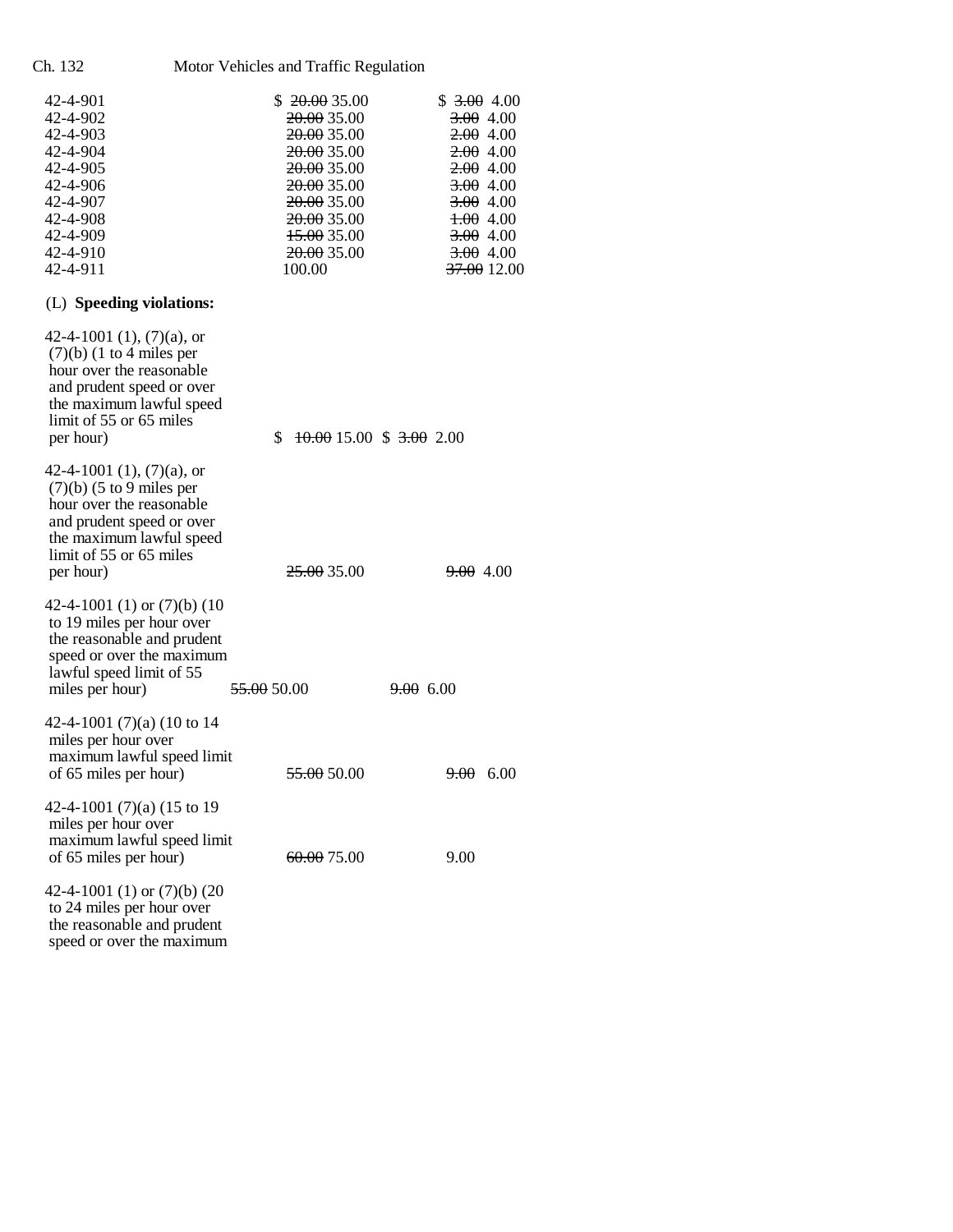| | | |
|---|---|---|
| 42-4-901 | $ ~~20.00~~ 35.00 | $ ~~3.00~~ 4.00 |
| 42-4-902 | ~~20.00~~ 35.00 | ~~3.00~~ 4.00 |
| 42-4-903 | ~~20.00~~ 35.00 | ~~2.00~~ 4.00 |
| 42-4-904 | ~~20.00~~ 35.00 | ~~2.00~~ 4.00 |
| 42-4-905 | ~~20.00~~ 35.00 | ~~2.00~~ 4.00 |
| 42-4-906 | ~~20.00~~ 35.00 | ~~3.00~~ 4.00 |
| 42-4-907 | ~~20.00~~ 35.00 | ~~3.00~~ 4.00 |
| 42-4-908 | ~~20.00~~ 35.00 | ~~1.00~~ 4.00 |
| 42-4-909 | ~~15.00~~ 35.00 | ~~3.00~~ 4.00 |
| 42-4-910 | ~~20.00~~ 35.00 | ~~3.00~~ 4.00 |
| 42-4-911 | 100.00 | ~~37.00~~ 12.00 |

(L) **Speeding violations:**

| | | |
|---|---|---|
| 42-4-1001 (1), (7)(a), or (7)(b) (1 to 4 miles per hour over the reasonable and prudent speed or over the maximum lawful speed limit of 55 or 65 miles per hour) | $ ~~10.00~~ 15.00 | $ ~~3.00~~ 2.00 |
| 42-4-1001 (1), (7)(a), or (7)(b) (5 to 9 miles per hour over the reasonable and prudent speed or over the maximum lawful speed limit of 55 or 65 miles per hour) | ~~25.00~~ 35.00 | ~~9.00~~ 4.00 |
| 42-4-1001 (1) or (7)(b) (10 to 19 miles per hour over the reasonable and prudent speed or over the maximum lawful speed limit of 55 miles per hour) | ~~55.00~~ 50.00 | ~~9.00~~ 6.00 |
| 42-4-1001 (7)(a) (10 to 14 miles per hour over maximum lawful speed limit of 65 miles per hour) | ~~55.00~~ 50.00 | ~~9.00~~ 6.00 |
| 42-4-1001 (7)(a) (15 to 19 miles per hour over maximum lawful speed limit of 65 miles per hour) | ~~60.00~~ 75.00 | 9.00 |
| 42-4-1001 (1) or (7)(b) (20 to 24 miles per hour over the reasonable and prudent speed or over the maximum | | |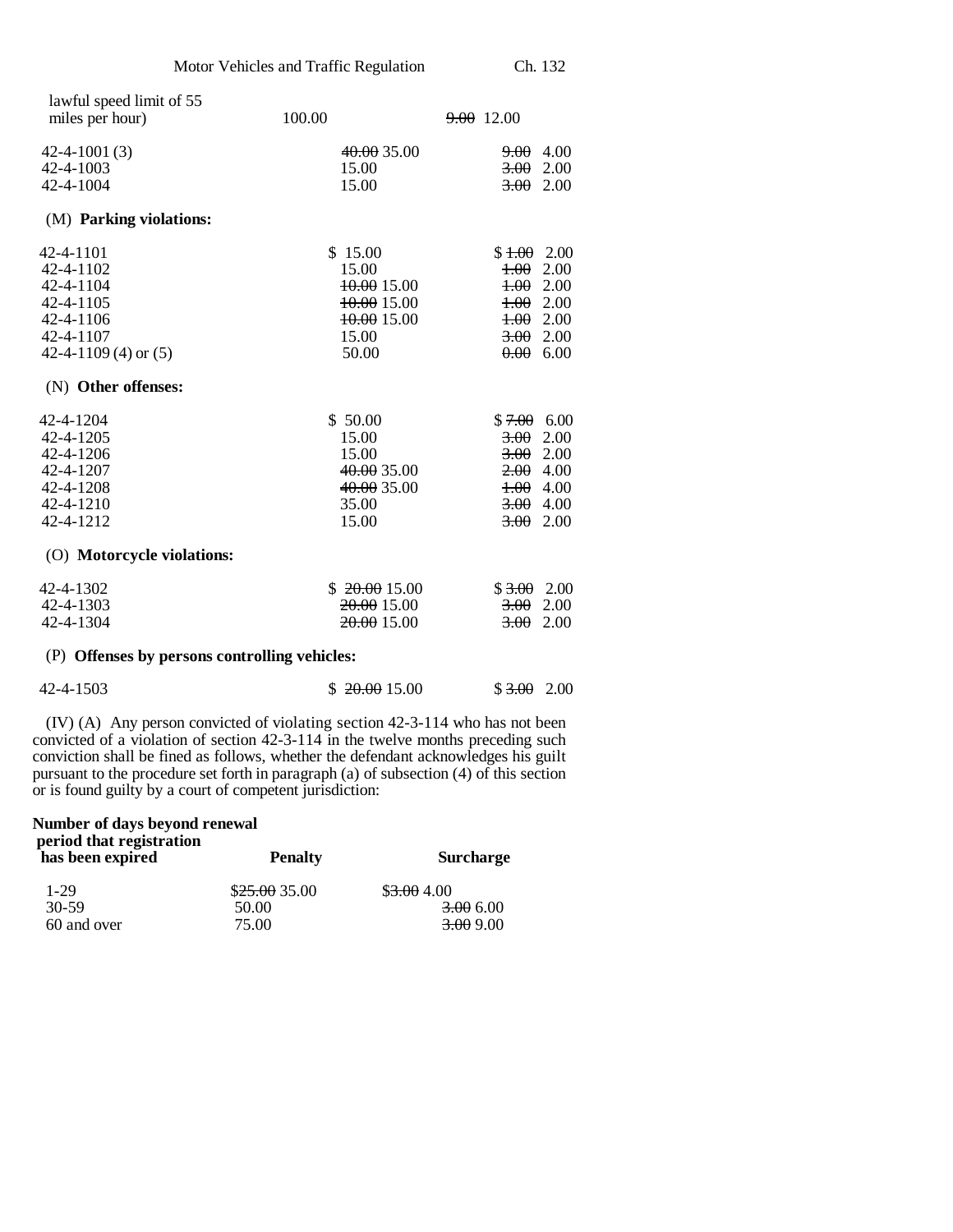| | | |
|---|---|---|
| lawful speed limit of 55 miles per hour) | 100.00 | ~~9.00~~ 12.00 |
| 42-4-1001 (3) | ~~40.00~~ 35.00 | ~~9.00~~ 4.00 |
| 42-4-1003 | 15.00 | ~~3.00~~ 2.00 |
| 42-4-1004 | 15.00 | ~~3.00~~ 2.00 |
| (M) **Parking violations:** | | |
| 42-4-1101 | $ 15.00 | $ ~~1.00~~ 2.00 |
| 42-4-1102 | 15.00 | ~~1.00~~ 2.00 |
| 42-4-1104 | ~~10.00~~ 15.00 | ~~1.00~~ 2.00 |
| 42-4-1105 | ~~10.00~~ 15.00 | ~~1.00~~ 2.00 |
| 42-4-1106 | ~~10.00~~ 15.00 | ~~1.00~~ 2.00 |
| 42-4-1107 | 15.00 | ~~3.00~~ 2.00 |
| 42-4-1109 (4) or (5) | 50.00 | ~~0.00~~ 6.00 |
| (N) **Other offenses:** | | |
| 42-4-1204 | $ 50.00 | $ ~~7.00~~ 6.00 |
| 42-4-1205 | 15.00 | ~~3.00~~ 2.00 |
| 42-4-1206 | 15.00 | ~~3.00~~ 2.00 |
| 42-4-1207 | ~~40.00~~ 35.00 | ~~2.00~~ 4.00 |
| 42-4-1208 | ~~40.00~~ 35.00 | ~~1.00~~ 4.00 |
| 42-4-1210 | 35.00 | ~~3.00~~ 4.00 |
| 42-4-1212 | 15.00 | ~~3.00~~ 2.00 |
| (O) **Motorcycle violations:** | | |
| 42-4-1302 | $ ~~20.00~~ 15.00 | $ ~~3.00~~ 2.00 |
| 42-4-1303 | ~~20.00~~ 15.00 | ~~3.00~~ 2.00 |
| 42-4-1304 | ~~20.00~~ 15.00 | ~~3.00~~ 2.00 |
| (P) **Offenses by persons controlling vehicles:** | | |
| 42-4-1503 | $ ~~20.00~~ 15.00 | $ ~~3.00~~ 2.00 |

(IV) (A) Any person convicted of violating section 42-3-114 who has not been convicted of a violation of section 42-3-114 in the twelve months preceding such conviction shall be fined as follows, whether the defendant acknowledges his guilt pursuant to the procedure set forth in paragraph (a) of subsection (4) of this section or is found guilty by a court of competent jurisdiction:

| **Number of days beyond renewal period that registration has been expired** | **Penalty** | **Surcharge** |
|---|---|---|
| 1-29 | $~~25.00~~ 35.00 | $~~3.00~~ 4.00 |
| 30-59 | 50.00 | ~~3.00~~ 6.00 |
| 60 and over | 75.00 | ~~3.00~~ 9.00 |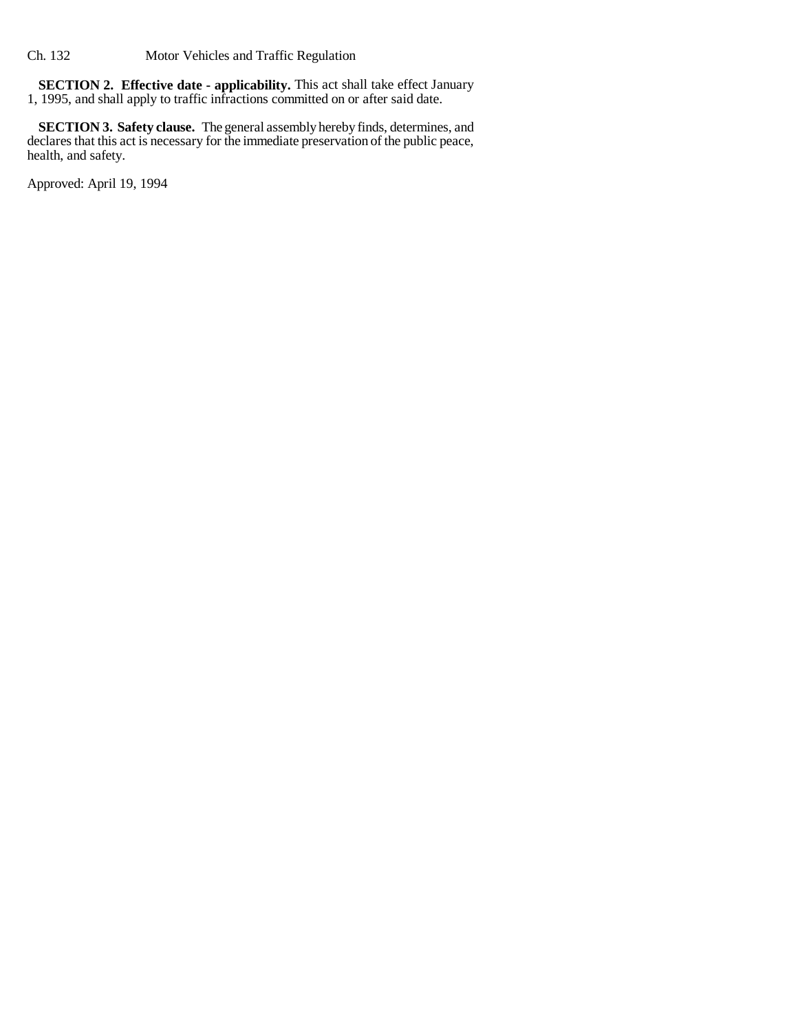**SECTION 2. Effective date - applicability.** This act shall take effect January 1, 1995, and shall apply to traffic infractions committed on or after said date.

**SECTION 3. Safety clause.** The general assembly hereby finds, determines, and declares that this act is necessary for the immediate preservation of the public peace, health, and safety.

Approved: April 19, 1994